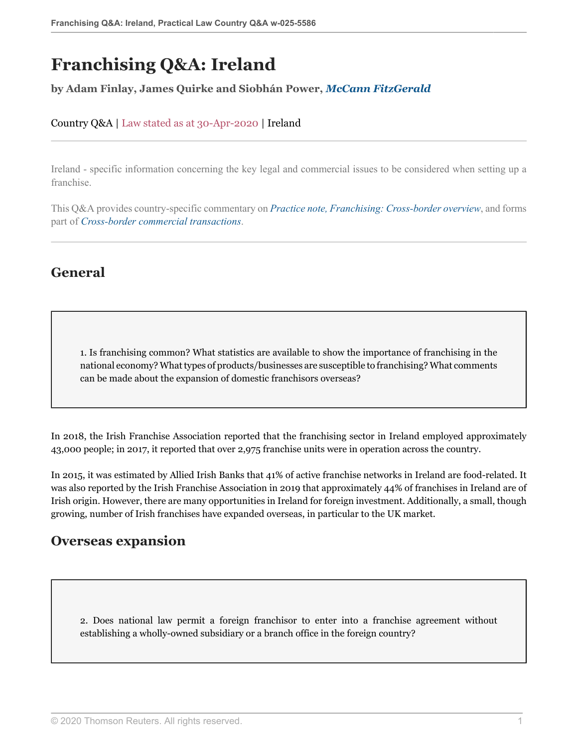# Franchising Q&A: Ireland

**by Adam Finlay, James Quirke and Siobhán Power, *McCann FitzGerald***

Country Q&A | Law stated as at 30-Apr-2020 | Ireland

Ireland - specific information concerning the key legal and commercial issues to be considered when setting up a franchise.

This Q&A provides country-specific commentary on *Practice note, Franchising: Cross-border overview*, and forms part of *Cross-border commercial transactions*.

## General

> 1. Is franchising common? What statistics are available to show the importance of franchising in the national economy? What types of products/businesses are susceptible to franchising? What comments can be made about the expansion of domestic franchisors overseas?

In 2018, the Irish Franchise Association reported that the franchising sector in Ireland employed approximately 43,000 people; in 2017, it reported that over 2,975 franchise units were in operation across the country.

In 2015, it was estimated by Allied Irish Banks that 41% of active franchise networks in Ireland are food-related. It was also reported by the Irish Franchise Association in 2019 that approximately 44% of franchises in Ireland are of Irish origin. However, there are many opportunities in Ireland for foreign investment. Additionally, a small, though growing, number of Irish franchises have expanded overseas, in particular to the UK market.

## Overseas expansion

> 2. Does national law permit a foreign franchisor to enter into a franchise agreement without establishing a wholly-owned subsidiary or a branch office in the foreign country?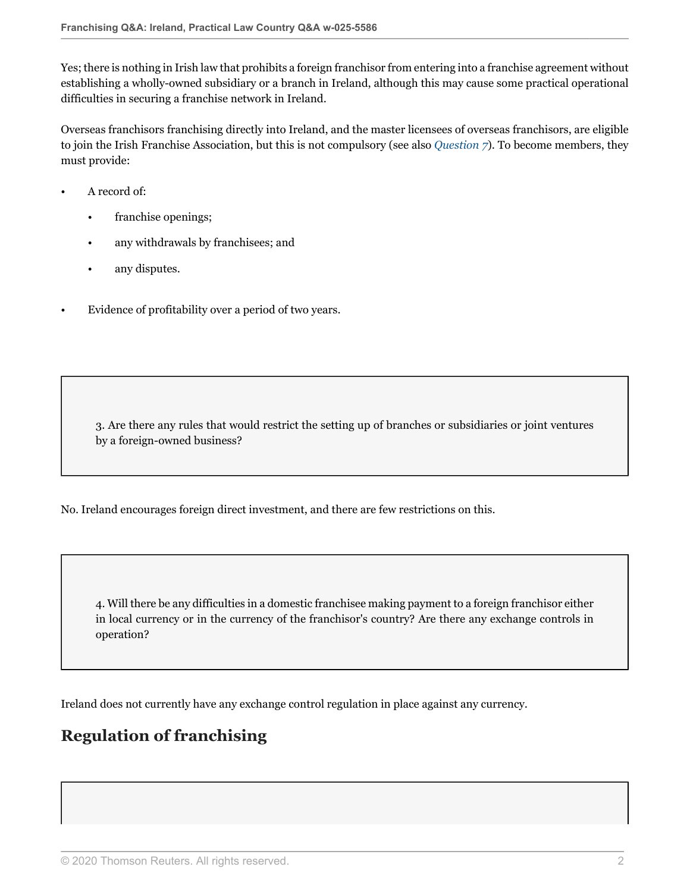Yes; there is nothing in Irish law that prohibits a foreign franchisor from entering into a franchise agreement without establishing a wholly-owned subsidiary or a branch in Ireland, although this may cause some practical operational difficulties in securing a franchise network in Ireland.

Overseas franchisors franchising directly into Ireland, and the master licensees of overseas franchisors, are eligible to join the Irish Franchise Association, but this is not compulsory (see also *Question 7*). To become members, they must provide:

- A record of:
  - franchise openings;
  - any withdrawals by franchisees; and
  - any disputes.
- Evidence of profitability over a period of two years.

**3. Are there any rules that would restrict the setting up of branches or subsidiaries or joint ventures by a foreign-owned business?**

No. Ireland encourages foreign direct investment, and there are few restrictions on this.

**4. Will there be any difficulties in a domestic franchisee making payment to a foreign franchisor either in local currency or in the currency of the franchisor's country? Are there any exchange controls in operation?**

Ireland does not currently have any exchange control regulation in place against any currency.

## Regulation of franchising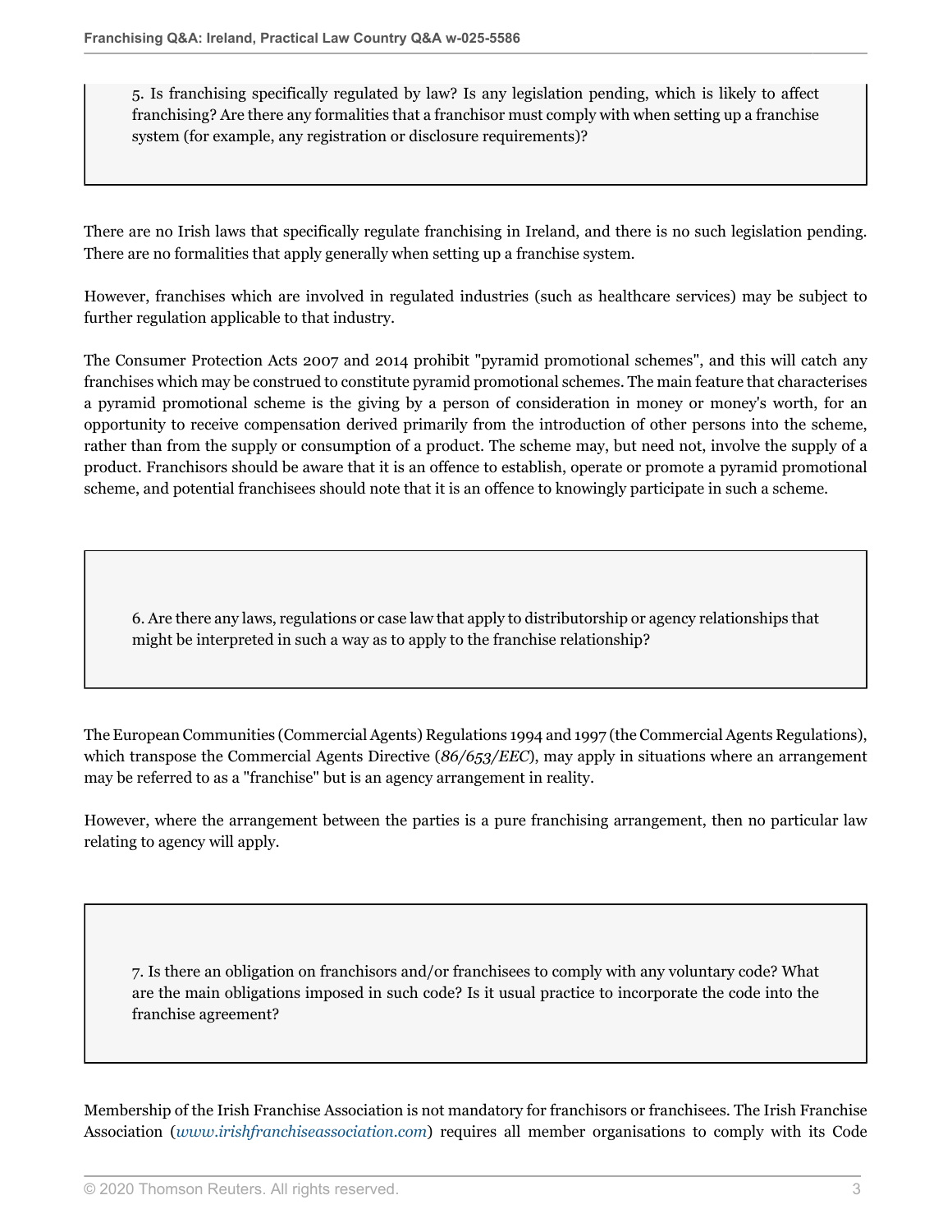**5. Is franchising specifically regulated by law? Is any legislation pending, which is likely to affect franchising? Are there any formalities that a franchisor must comply with when setting up a franchise system (for example, any registration or disclosure requirements)?**

There are no Irish laws that specifically regulate franchising in Ireland, and there is no such legislation pending. There are no formalities that apply generally when setting up a franchise system.

However, franchises which are involved in regulated industries (such as healthcare services) may be subject to further regulation applicable to that industry.

The Consumer Protection Acts 2007 and 2014 prohibit "pyramid promotional schemes", and this will catch any franchises which may be construed to constitute pyramid promotional schemes. The main feature that characterises a pyramid promotional scheme is the giving by a person of consideration in money or money's worth, for an opportunity to receive compensation derived primarily from the introduction of other persons into the scheme, rather than from the supply or consumption of a product. The scheme may, but need not, involve the supply of a product. Franchisors should be aware that it is an offence to establish, operate or promote a pyramid promotional scheme, and potential franchisees should note that it is an offence to knowingly participate in such a scheme.

**6. Are there any laws, regulations or case law that apply to distributorship or agency relationships that might be interpreted in such a way as to apply to the franchise relationship?**

The European Communities (Commercial Agents) Regulations 1994 and 1997 (the Commercial Agents Regulations), which transpose the Commercial Agents Directive (*86/653/EEC*), may apply in situations where an arrangement may be referred to as a "franchise" but is an agency arrangement in reality.

However, where the arrangement between the parties is a pure franchising arrangement, then no particular law relating to agency will apply.

**7. Is there an obligation on franchisors and/or franchisees to comply with any voluntary code? What are the main obligations imposed in such code? Is it usual practice to incorporate the code into the franchise agreement?**

Membership of the Irish Franchise Association is not mandatory for franchisors or franchisees. The Irish Franchise Association (*www.irishfranchiseassociation.com*) requires all member organisations to comply with its Code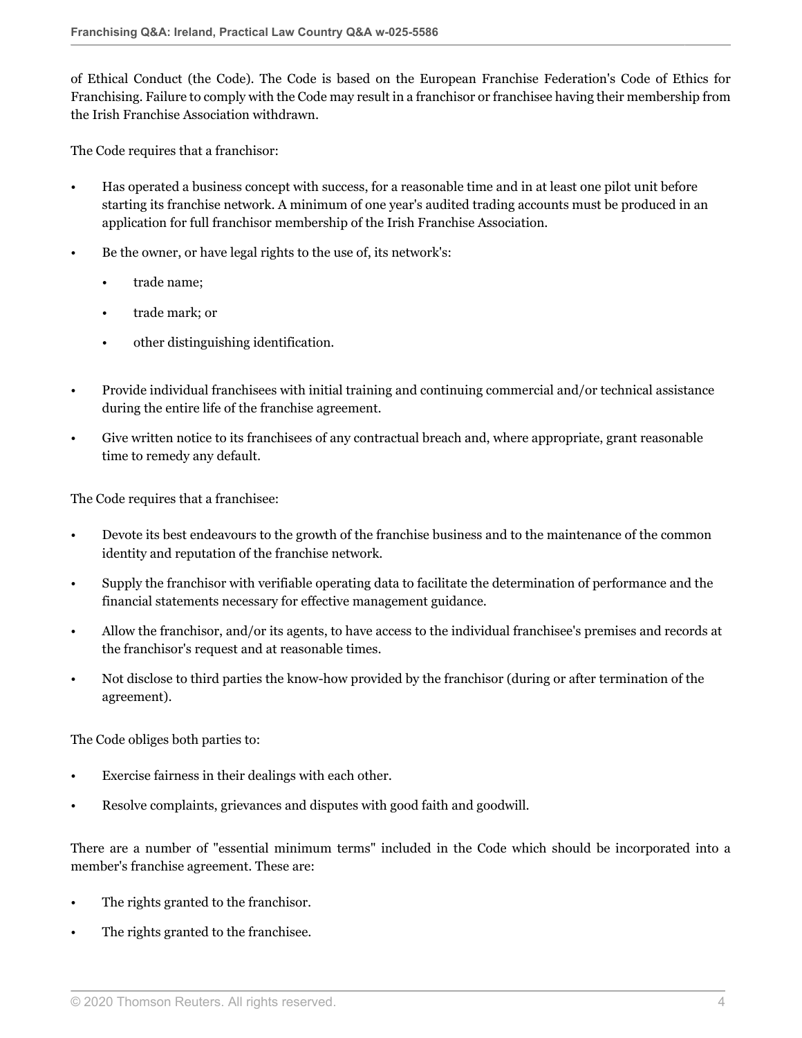of Ethical Conduct (the Code). The Code is based on the European Franchise Federation's Code of Ethics for Franchising. Failure to comply with the Code may result in a franchisor or franchisee having their membership from the Irish Franchise Association withdrawn.

The Code requires that a franchisor:

- Has operated a business concept with success, for a reasonable time and in at least one pilot unit before starting its franchise network. A minimum of one year's audited trading accounts must be produced in an application for full franchisor membership of the Irish Franchise Association.
- Be the owner, or have legal rights to the use of, its network's:
  - trade name;
  - trade mark; or
  - other distinguishing identification.
- Provide individual franchisees with initial training and continuing commercial and/or technical assistance during the entire life of the franchise agreement.
- Give written notice to its franchisees of any contractual breach and, where appropriate, grant reasonable time to remedy any default.

The Code requires that a franchisee:

- Devote its best endeavours to the growth of the franchise business and to the maintenance of the common identity and reputation of the franchise network.
- Supply the franchisor with verifiable operating data to facilitate the determination of performance and the financial statements necessary for effective management guidance.
- Allow the franchisor, and/or its agents, to have access to the individual franchisee's premises and records at the franchisor's request and at reasonable times.
- Not disclose to third parties the know-how provided by the franchisor (during or after termination of the agreement).

The Code obliges both parties to:

- Exercise fairness in their dealings with each other.
- Resolve complaints, grievances and disputes with good faith and goodwill.

There are a number of "essential minimum terms" included in the Code which should be incorporated into a member's franchise agreement. These are:

- The rights granted to the franchisor.
- The rights granted to the franchisee.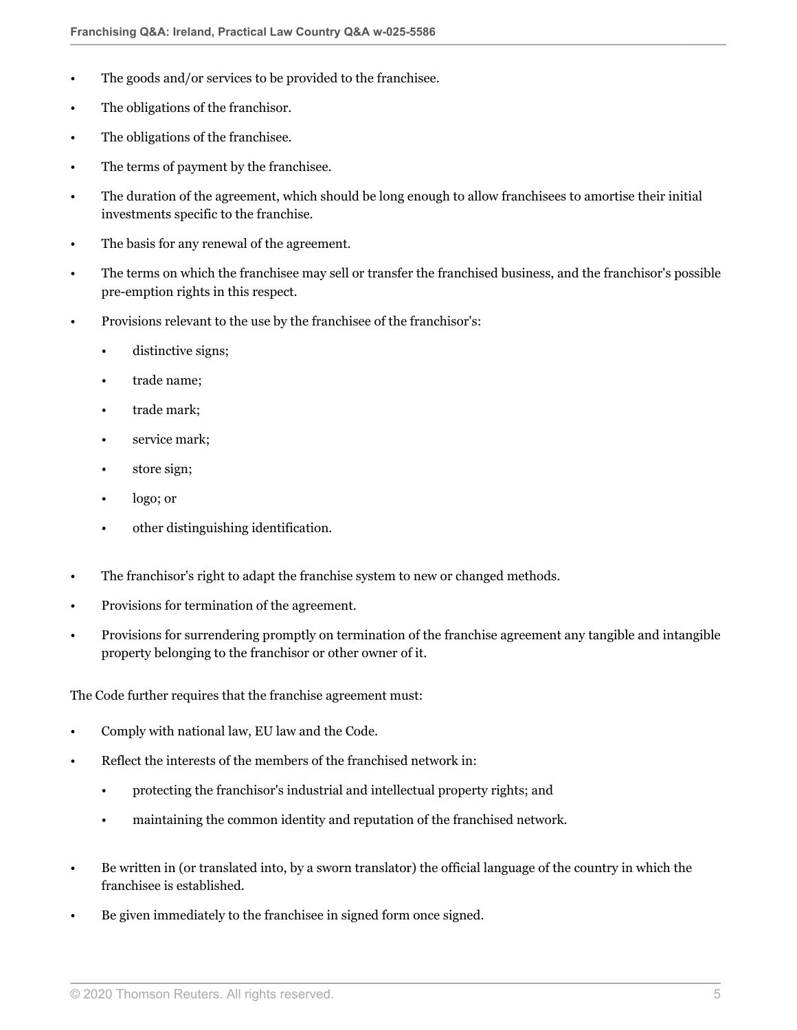- The goods and/or services to be provided to the franchisee.
- The obligations of the franchisor.
- The obligations of the franchisee.
- The terms of payment by the franchisee.
- The duration of the agreement, which should be long enough to allow franchisees to amortise their initial investments specific to the franchise.
- The basis for any renewal of the agreement.
- The terms on which the franchisee may sell or transfer the franchised business, and the franchisor's possible pre-emption rights in this respect.
- Provisions relevant to the use by the franchisee of the franchisor's:
  - distinctive signs;
  - trade name;
  - trade mark;
  - service mark;
  - store sign;
  - logo; or
  - other distinguishing identification.
- The franchisor's right to adapt the franchise system to new or changed methods.
- Provisions for termination of the agreement.
- Provisions for surrendering promptly on termination of the franchise agreement any tangible and intangible property belonging to the franchisor or other owner of it.

The Code further requires that the franchise agreement must:

- Comply with national law, EU law and the Code.
- Reflect the interests of the members of the franchised network in:
  - protecting the franchisor's industrial and intellectual property rights; and
  - maintaining the common identity and reputation of the franchised network.
- Be written in (or translated into, by a sworn translator) the official language of the country in which the franchisee is established.
- Be given immediately to the franchisee in signed form once signed.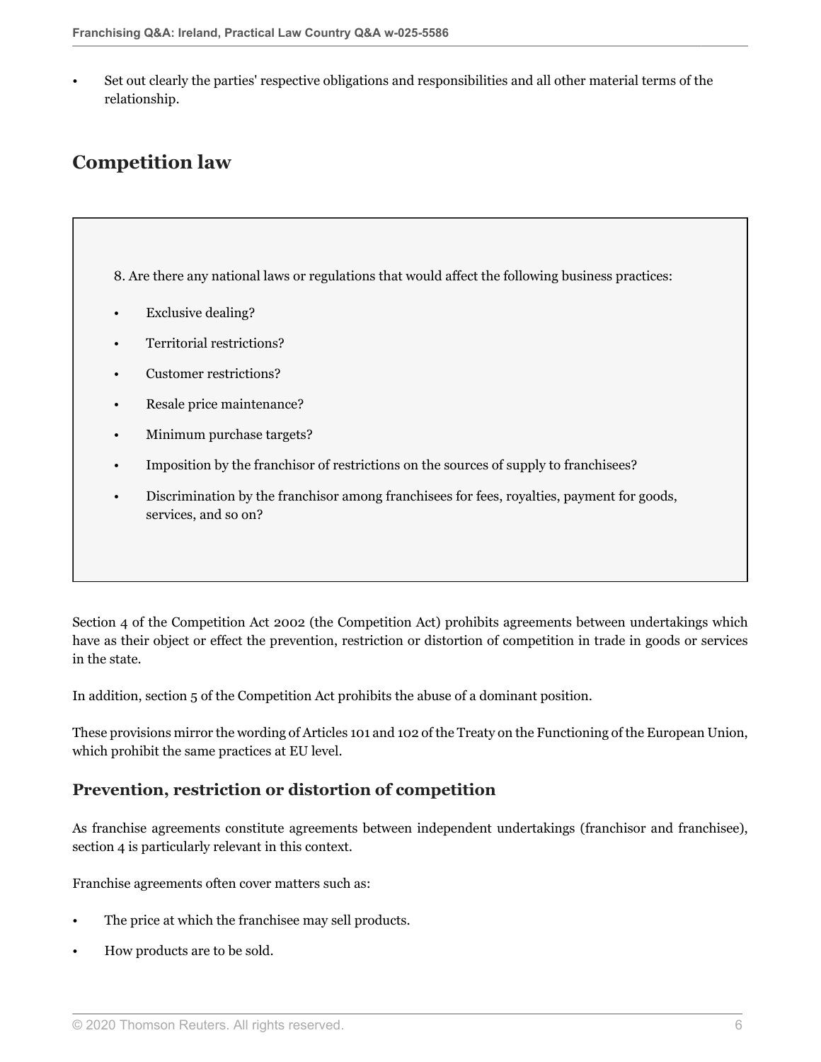- Set out clearly the parties' respective obligations and responsibilities and all other material terms of the relationship.

## Competition law

> 8. Are there any national laws or regulations that would affect the following business practices:
>
> - Exclusive dealing?
> - Territorial restrictions?
> - Customer restrictions?
> - Resale price maintenance?
> - Minimum purchase targets?
> - Imposition by the franchisor of restrictions on the sources of supply to franchisees?
> - Discrimination by the franchisor among franchisees for fees, royalties, payment for goods, services, and so on?

Section 4 of the Competition Act 2002 (the Competition Act) prohibits agreements between undertakings which have as their object or effect the prevention, restriction or distortion of competition in trade in goods or services in the state.

In addition, section 5 of the Competition Act prohibits the abuse of a dominant position.

These provisions mirror the wording of Articles 101 and 102 of the Treaty on the Functioning of the European Union, which prohibit the same practices at EU level.

### Prevention, restriction or distortion of competition

As franchise agreements constitute agreements between independent undertakings (franchisor and franchisee), section 4 is particularly relevant in this context.

Franchise agreements often cover matters such as:

- The price at which the franchisee may sell products.
- How products are to be sold.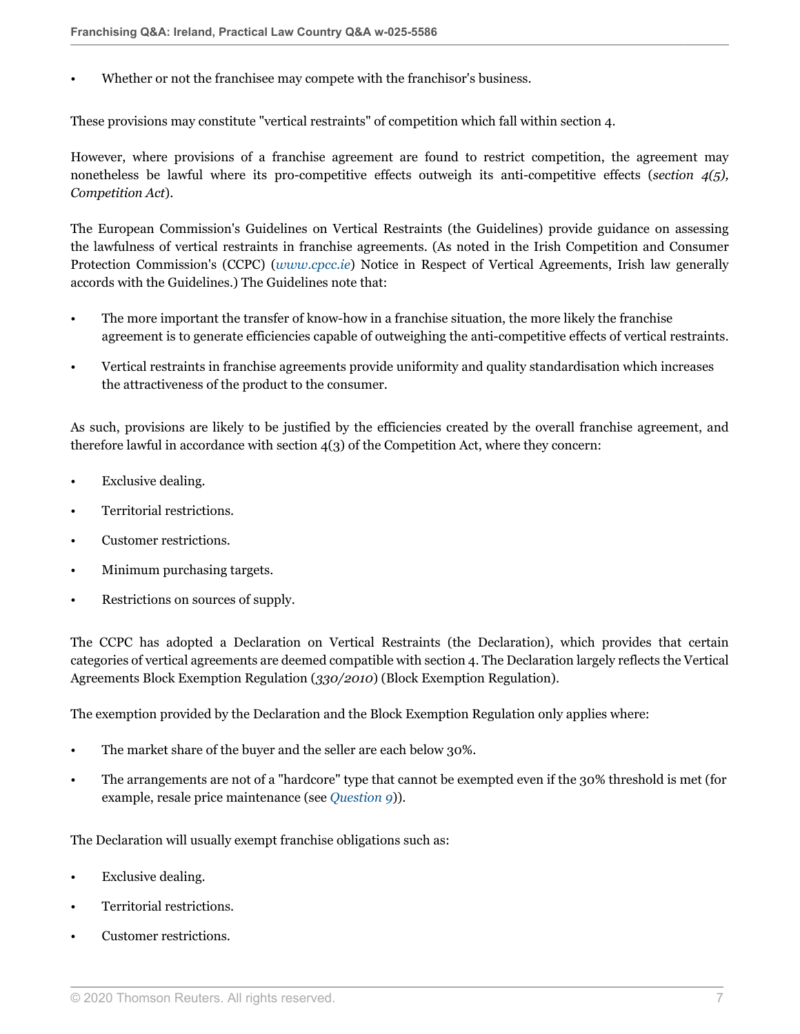- Whether or not the franchisee may compete with the franchisor's business.

These provisions may constitute "vertical restraints" of competition which fall within section 4.

However, where provisions of a franchise agreement are found to restrict competition, the agreement may nonetheless be lawful where its pro-competitive effects outweigh its anti-competitive effects (*section 4(5), Competition Act*).

The European Commission's Guidelines on Vertical Restraints (the Guidelines) provide guidance on assessing the lawfulness of vertical restraints in franchise agreements. (As noted in the Irish Competition and Consumer Protection Commission's (CCPC) (*www.cpcc.ie*) Notice in Respect of Vertical Agreements, Irish law generally accords with the Guidelines.) The Guidelines note that:

- The more important the transfer of know-how in a franchise situation, the more likely the franchise agreement is to generate efficiencies capable of outweighing the anti-competitive effects of vertical restraints.
- Vertical restraints in franchise agreements provide uniformity and quality standardisation which increases the attractiveness of the product to the consumer.

As such, provisions are likely to be justified by the efficiencies created by the overall franchise agreement, and therefore lawful in accordance with section 4(3) of the Competition Act, where they concern:

- Exclusive dealing.
- Territorial restrictions.
- Customer restrictions.
- Minimum purchasing targets.
- Restrictions on sources of supply.

The CCPC has adopted a Declaration on Vertical Restraints (the Declaration), which provides that certain categories of vertical agreements are deemed compatible with section 4. The Declaration largely reflects the Vertical Agreements Block Exemption Regulation (*330/2010*) (Block Exemption Regulation).

The exemption provided by the Declaration and the Block Exemption Regulation only applies where:

- The market share of the buyer and the seller are each below 30%.
- The arrangements are not of a "hardcore" type that cannot be exempted even if the 30% threshold is met (for example, resale price maintenance (see *Question 9*)).

The Declaration will usually exempt franchise obligations such as:

- Exclusive dealing.
- Territorial restrictions.
- Customer restrictions.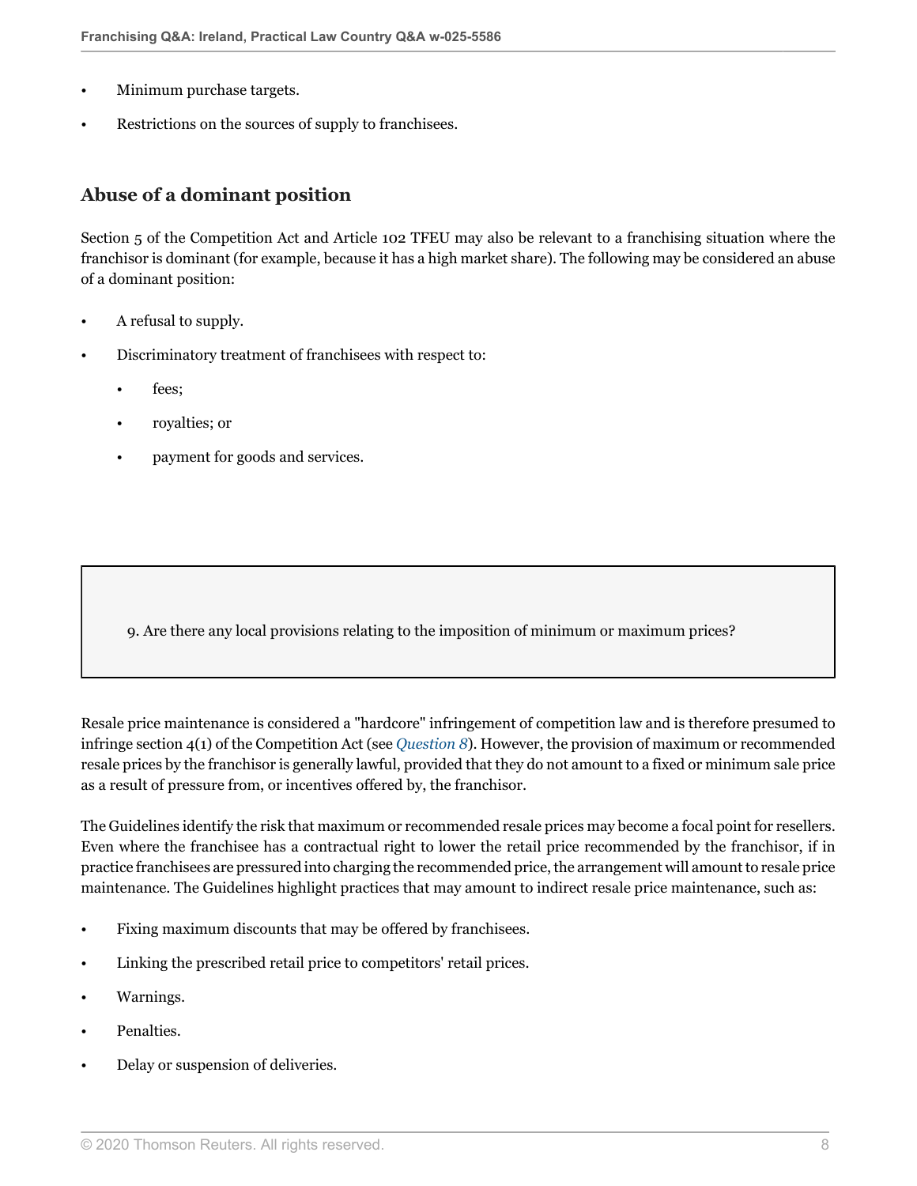- Minimum purchase targets.
- Restrictions on the sources of supply to franchisees.

## Abuse of a dominant position

Section 5 of the Competition Act and Article 102 TFEU may also be relevant to a franchising situation where the franchisor is dominant (for example, because it has a high market share). The following may be considered an abuse of a dominant position:

- A refusal to supply.
- Discriminatory treatment of franchisees with respect to:
  - fees;
  - royalties; or
  - payment for goods and services.

### 9. Are there any local provisions relating to the imposition of minimum or maximum prices?

Resale price maintenance is considered a "hardcore" infringement of competition law and is therefore presumed to infringe section 4(1) of the Competition Act (see *Question 8*). However, the provision of maximum or recommended resale prices by the franchisor is generally lawful, provided that they do not amount to a fixed or minimum sale price as a result of pressure from, or incentives offered by, the franchisor.

The Guidelines identify the risk that maximum or recommended resale prices may become a focal point for resellers. Even where the franchisee has a contractual right to lower the retail price recommended by the franchisor, if in practice franchisees are pressured into charging the recommended price, the arrangement will amount to resale price maintenance. The Guidelines highlight practices that may amount to indirect resale price maintenance, such as:

- Fixing maximum discounts that may be offered by franchisees.
- Linking the prescribed retail price to competitors' retail prices.
- Warnings.
- Penalties.
- Delay or suspension of deliveries.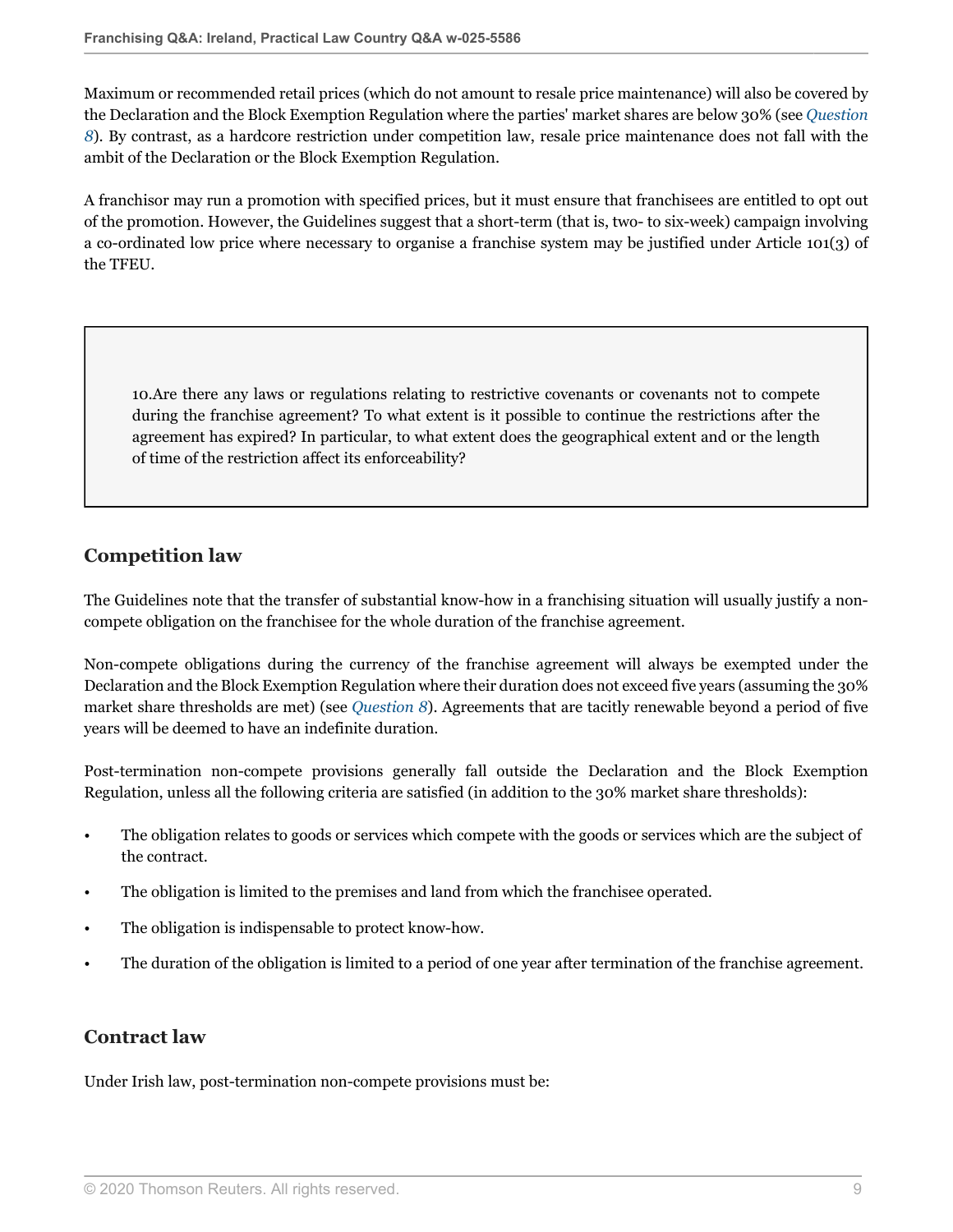Maximum or recommended retail prices (which do not amount to resale price maintenance) will also be covered by the Declaration and the Block Exemption Regulation where the parties' market shares are below 30% (see *Question 8*). By contrast, as a hardcore restriction under competition law, resale price maintenance does not fall with the ambit of the Declaration or the Block Exemption Regulation.

A franchisor may run a promotion with specified prices, but it must ensure that franchisees are entitled to opt out of the promotion. However, the Guidelines suggest that a short-term (that is, two- to six-week) campaign involving a co-ordinated low price where necessary to organise a franchise system may be justified under Article 101(3) of the TFEU.

> 10.Are there any laws or regulations relating to restrictive covenants or covenants not to compete during the franchise agreement? To what extent is it possible to continue the restrictions after the agreement has expired? In particular, to what extent does the geographical extent and or the length of time of the restriction affect its enforceability?

## Competition law

The Guidelines note that the transfer of substantial know-how in a franchising situation will usually justify a non-compete obligation on the franchisee for the whole duration of the franchise agreement.

Non-compete obligations during the currency of the franchise agreement will always be exempted under the Declaration and the Block Exemption Regulation where their duration does not exceed five years (assuming the 30% market share thresholds are met) (see *Question 8*). Agreements that are tacitly renewable beyond a period of five years will be deemed to have an indefinite duration.

Post-termination non-compete provisions generally fall outside the Declaration and the Block Exemption Regulation, unless all the following criteria are satisfied (in addition to the 30% market share thresholds):

- The obligation relates to goods or services which compete with the goods or services which are the subject of the contract.
- The obligation is limited to the premises and land from which the franchisee operated.
- The obligation is indispensable to protect know-how.
- The duration of the obligation is limited to a period of one year after termination of the franchise agreement.

## Contract law

Under Irish law, post-termination non-compete provisions must be: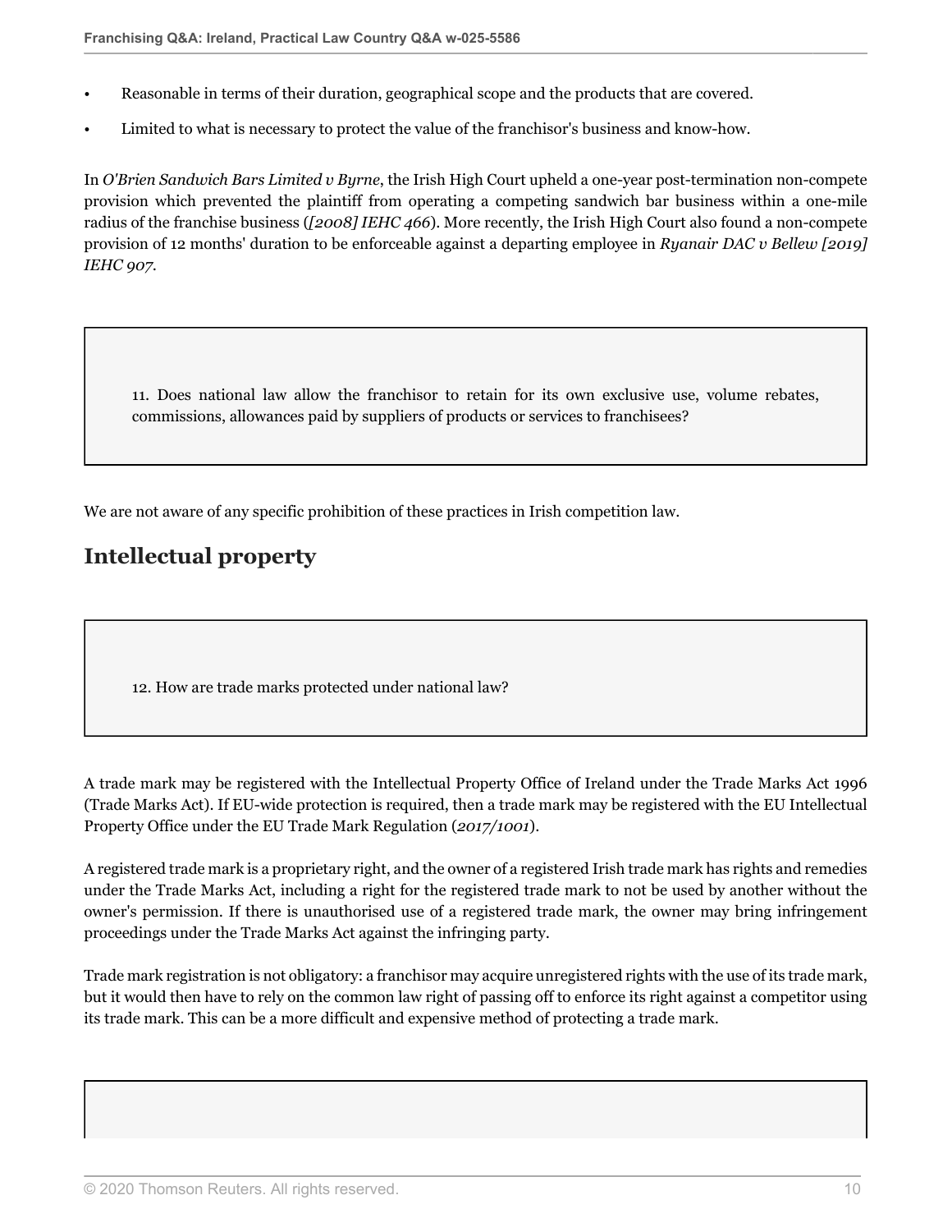- Reasonable in terms of their duration, geographical scope and the products that are covered.
- Limited to what is necessary to protect the value of the franchisor's business and know-how.

In *O'Brien Sandwich Bars Limited v Byrne*, the Irish High Court upheld a one-year post-termination non-compete provision which prevented the plaintiff from operating a competing sandwich bar business within a one-mile radius of the franchise business (*[2008] IEHC 466*). More recently, the Irish High Court also found a non-compete provision of 12 months' duration to be enforceable against a departing employee in *Ryanair DAC v Bellew [2019] IEHC 907*.

> 11. Does national law allow the franchisor to retain for its own exclusive use, volume rebates, commissions, allowances paid by suppliers of products or services to franchisees?

We are not aware of any specific prohibition of these practices in Irish competition law.

## Intellectual property

> 12. How are trade marks protected under national law?

A trade mark may be registered with the Intellectual Property Office of Ireland under the Trade Marks Act 1996 (Trade Marks Act). If EU-wide protection is required, then a trade mark may be registered with the EU Intellectual Property Office under the EU Trade Mark Regulation (*2017/1001*).

A registered trade mark is a proprietary right, and the owner of a registered Irish trade mark has rights and remedies under the Trade Marks Act, including a right for the registered trade mark to not be used by another without the owner's permission. If there is unauthorised use of a registered trade mark, the owner may bring infringement proceedings under the Trade Marks Act against the infringing party.

Trade mark registration is not obligatory: a franchisor may acquire unregistered rights with the use of its trade mark, but it would then have to rely on the common law right of passing off to enforce its right against a competitor using its trade mark. This can be a more difficult and expensive method of protecting a trade mark.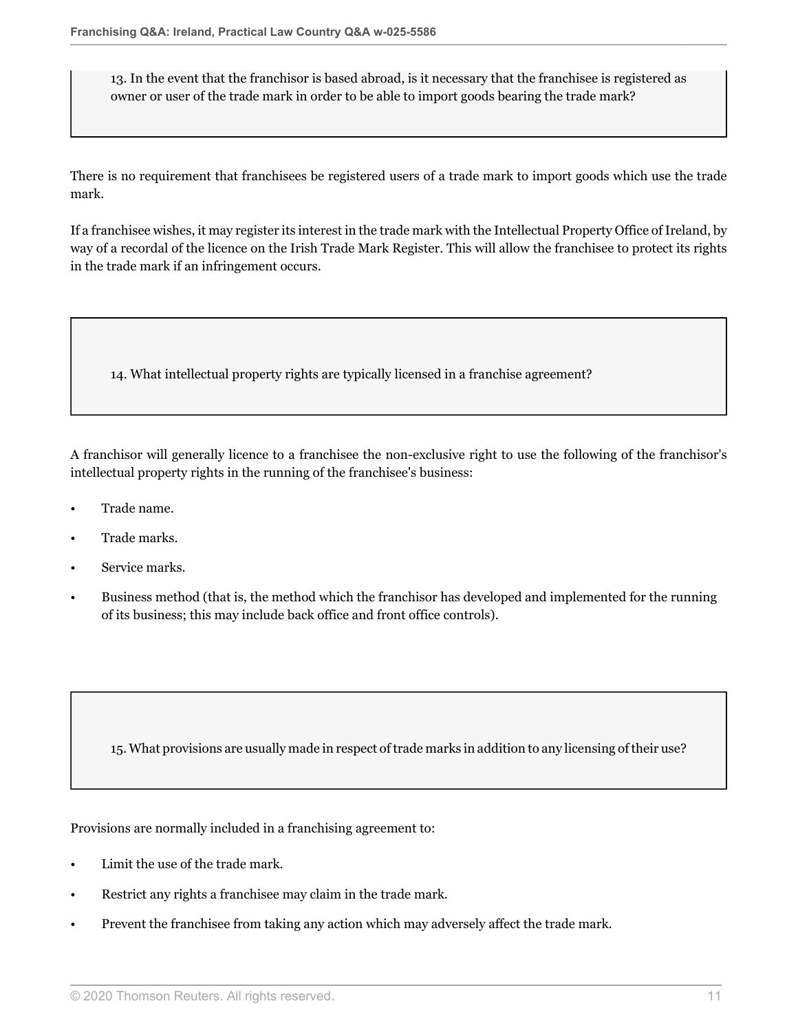13. In the event that the franchisor is based abroad, is it necessary that the franchisee is registered as owner or user of the trade mark in order to be able to import goods bearing the trade mark?

There is no requirement that franchisees be registered users of a trade mark to import goods which use the trade mark.

If a franchisee wishes, it may register its interest in the trade mark with the Intellectual Property Office of Ireland, by way of a recordal of the licence on the Irish Trade Mark Register. This will allow the franchisee to protect its rights in the trade mark if an infringement occurs.

14. What intellectual property rights are typically licensed in a franchise agreement?

A franchisor will generally licence to a franchisee the non-exclusive right to use the following of the franchisor's intellectual property rights in the running of the franchisee's business:

- Trade name.
- Trade marks.
- Service marks.
- Business method (that is, the method which the franchisor has developed and implemented for the running of its business; this may include back office and front office controls).

15. What provisions are usually made in respect of trade marks in addition to any licensing of their use?

Provisions are normally included in a franchising agreement to:

- Limit the use of the trade mark.
- Restrict any rights a franchisee may claim in the trade mark.
- Prevent the franchisee from taking any action which may adversely affect the trade mark.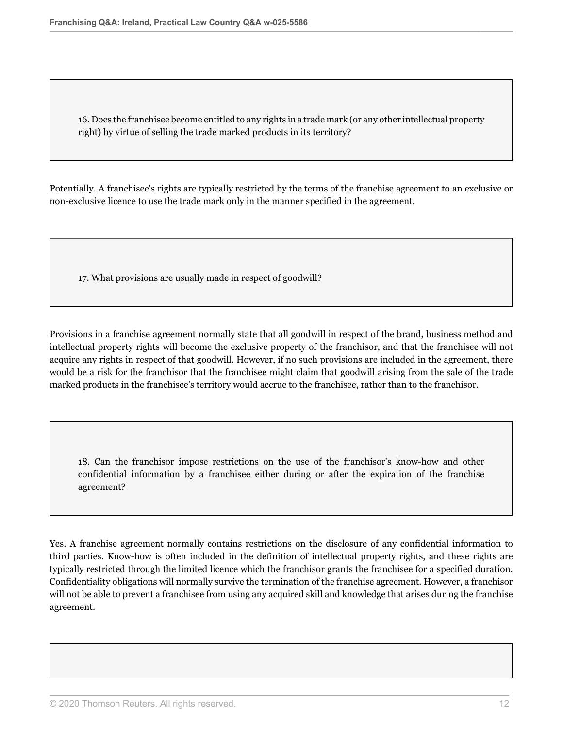**16. Does the franchisee become entitled to any rights in a trade mark (or any other intellectual property right) by virtue of selling the trade marked products in its territory?**

Potentially. A franchisee's rights are typically restricted by the terms of the franchise agreement to an exclusive or non-exclusive licence to use the trade mark only in the manner specified in the agreement.

**17. What provisions are usually made in respect of goodwill?**

Provisions in a franchise agreement normally state that all goodwill in respect of the brand, business method and intellectual property rights will become the exclusive property of the franchisor, and that the franchisee will not acquire any rights in respect of that goodwill. However, if no such provisions are included in the agreement, there would be a risk for the franchisor that the franchisee might claim that goodwill arising from the sale of the trade marked products in the franchisee's territory would accrue to the franchisee, rather than to the franchisor.

**18. Can the franchisor impose restrictions on the use of the franchisor's know-how and other confidential information by a franchisee either during or after the expiration of the franchise agreement?**

Yes. A franchise agreement normally contains restrictions on the disclosure of any confidential information to third parties. Know-how is often included in the definition of intellectual property rights, and these rights are typically restricted through the limited licence which the franchisor grants the franchisee for a specified duration. Confidentiality obligations will normally survive the termination of the franchise agreement. However, a franchisor will not be able to prevent a franchisee from using any acquired skill and knowledge that arises during the franchise agreement.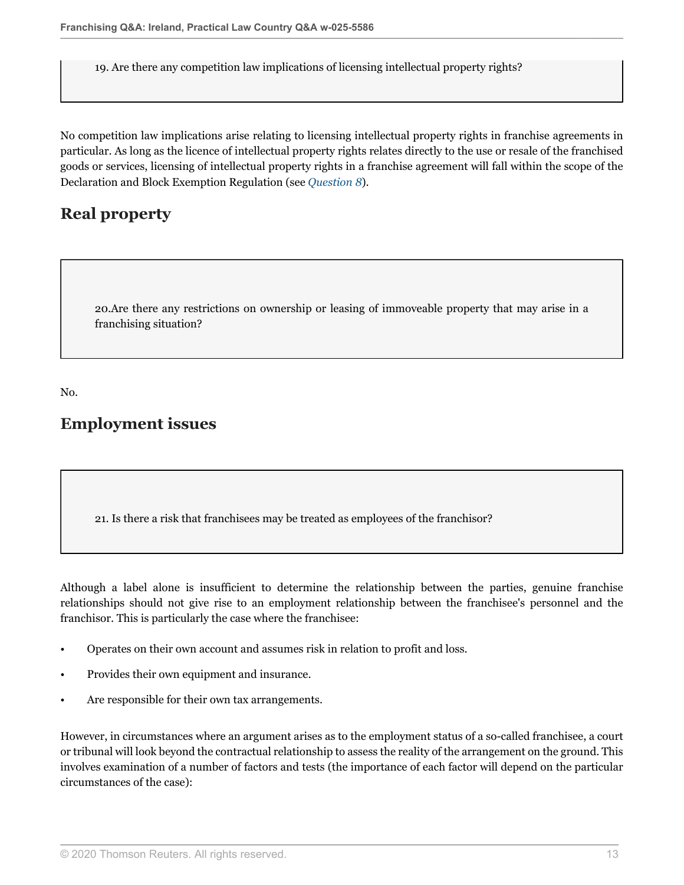19. Are there any competition law implications of licensing intellectual property rights?

No competition law implications arise relating to licensing intellectual property rights in franchise agreements in particular. As long as the licence of intellectual property rights relates directly to the use or resale of the franchised goods or services, licensing of intellectual property rights in a franchise agreement will fall within the scope of the Declaration and Block Exemption Regulation (see *Question 8*).

## Real property

20.Are there any restrictions on ownership or leasing of immoveable property that may arise in a franchising situation?

No.

## Employment issues

21. Is there a risk that franchisees may be treated as employees of the franchisor?

Although a label alone is insufficient to determine the relationship between the parties, genuine franchise relationships should not give rise to an employment relationship between the franchisee's personnel and the franchisor. This is particularly the case where the franchisee:

- Operates on their own account and assumes risk in relation to profit and loss.
- Provides their own equipment and insurance.
- Are responsible for their own tax arrangements.

However, in circumstances where an argument arises as to the employment status of a so-called franchisee, a court or tribunal will look beyond the contractual relationship to assess the reality of the arrangement on the ground. This involves examination of a number of factors and tests (the importance of each factor will depend on the particular circumstances of the case):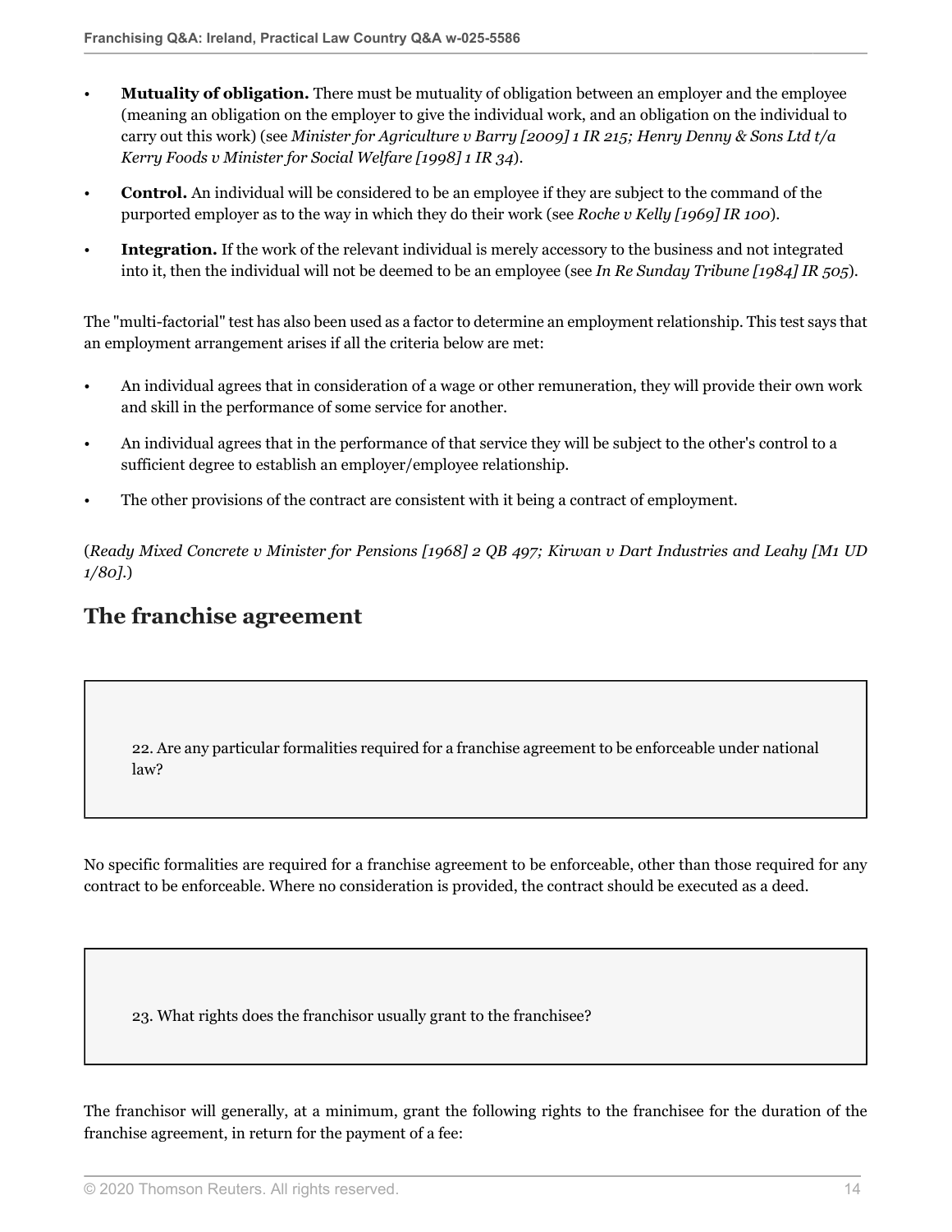- **Mutuality of obligation.** There must be mutuality of obligation between an employer and the employee (meaning an obligation on the employer to give the individual work, and an obligation on the individual to carry out this work) (see *Minister for Agriculture v Barry [2009] 1 IR 215; Henry Denny & Sons Ltd t/a Kerry Foods v Minister for Social Welfare [1998] 1 IR 34*).
- **Control.** An individual will be considered to be an employee if they are subject to the command of the purported employer as to the way in which they do their work (see *Roche v Kelly [1969] IR 100*).
- **Integration.** If the work of the relevant individual is merely accessory to the business and not integrated into it, then the individual will not be deemed to be an employee (see *In Re Sunday Tribune [1984] IR 505*).

The "multi-factorial" test has also been used as a factor to determine an employment relationship. This test says that an employment arrangement arises if all the criteria below are met:

- An individual agrees that in consideration of a wage or other remuneration, they will provide their own work and skill in the performance of some service for another.
- An individual agrees that in the performance of that service they will be subject to the other's control to a sufficient degree to establish an employer/employee relationship.
- The other provisions of the contract are consistent with it being a contract of employment.

(*Ready Mixed Concrete v Minister for Pensions [1968] 2 QB 497; Kirwan v Dart Industries and Leahy [M1 UD 1/80]*.)

## The franchise agreement

22. Are any particular formalities required for a franchise agreement to be enforceable under national law?

No specific formalities are required for a franchise agreement to be enforceable, other than those required for any contract to be enforceable. Where no consideration is provided, the contract should be executed as a deed.

23. What rights does the franchisor usually grant to the franchisee?

The franchisor will generally, at a minimum, grant the following rights to the franchisee for the duration of the franchise agreement, in return for the payment of a fee: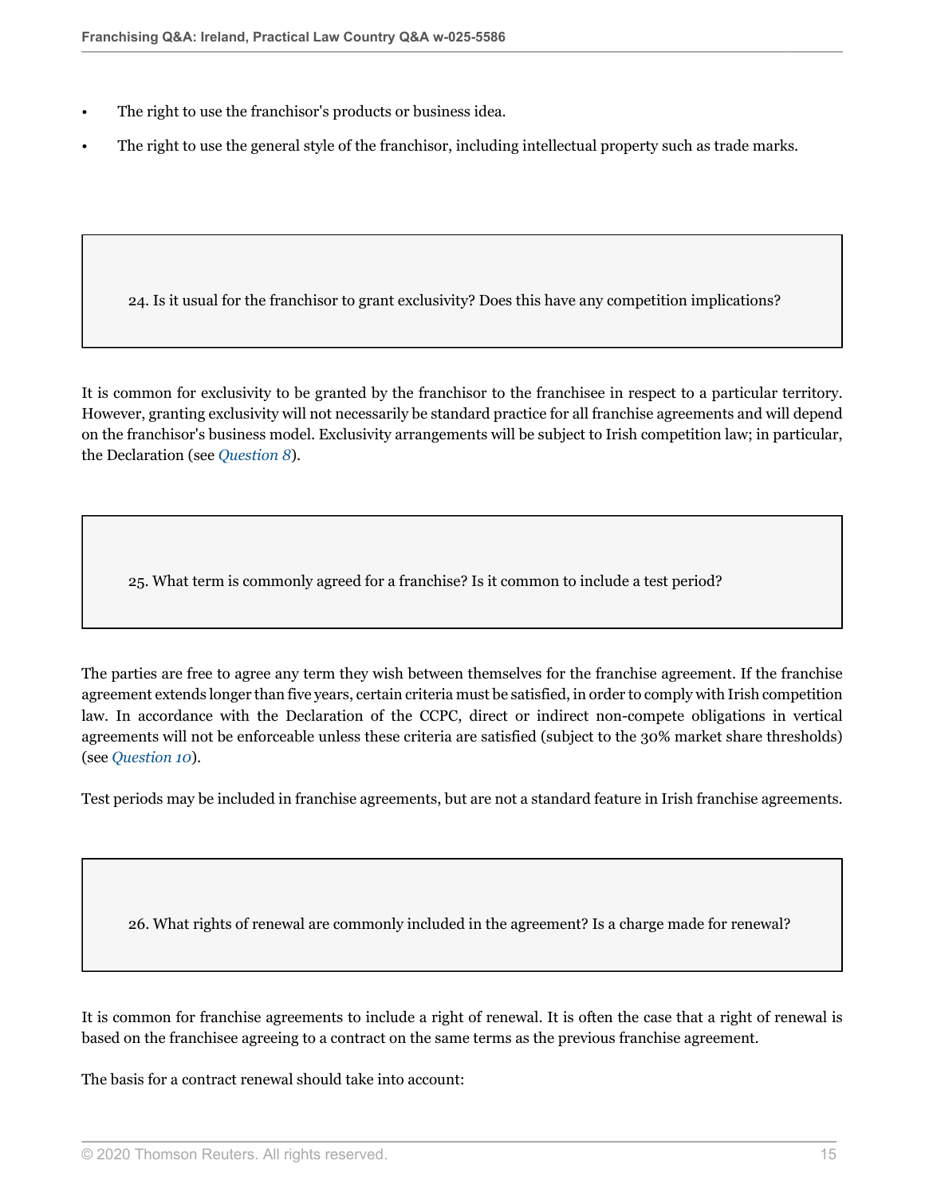- The right to use the franchisor's products or business idea.
- The right to use the general style of the franchisor, including intellectual property such as trade marks.

### 24. Is it usual for the franchisor to grant exclusivity? Does this have any competition implications?

It is common for exclusivity to be granted by the franchisor to the franchisee in respect to a particular territory. However, granting exclusivity will not necessarily be standard practice for all franchise agreements and will depend on the franchisor's business model. Exclusivity arrangements will be subject to Irish competition law; in particular, the Declaration (see *Question 8*).

### 25. What term is commonly agreed for a franchise? Is it common to include a test period?

The parties are free to agree any term they wish between themselves for the franchise agreement. If the franchise agreement extends longer than five years, certain criteria must be satisfied, in order to comply with Irish competition law. In accordance with the Declaration of the CCPC, direct or indirect non-compete obligations in vertical agreements will not be enforceable unless these criteria are satisfied (subject to the 30% market share thresholds) (see *Question 10*).

Test periods may be included in franchise agreements, but are not a standard feature in Irish franchise agreements.

### 26. What rights of renewal are commonly included in the agreement? Is a charge made for renewal?

It is common for franchise agreements to include a right of renewal. It is often the case that a right of renewal is based on the franchisee agreeing to a contract on the same terms as the previous franchise agreement.

The basis for a contract renewal should take into account: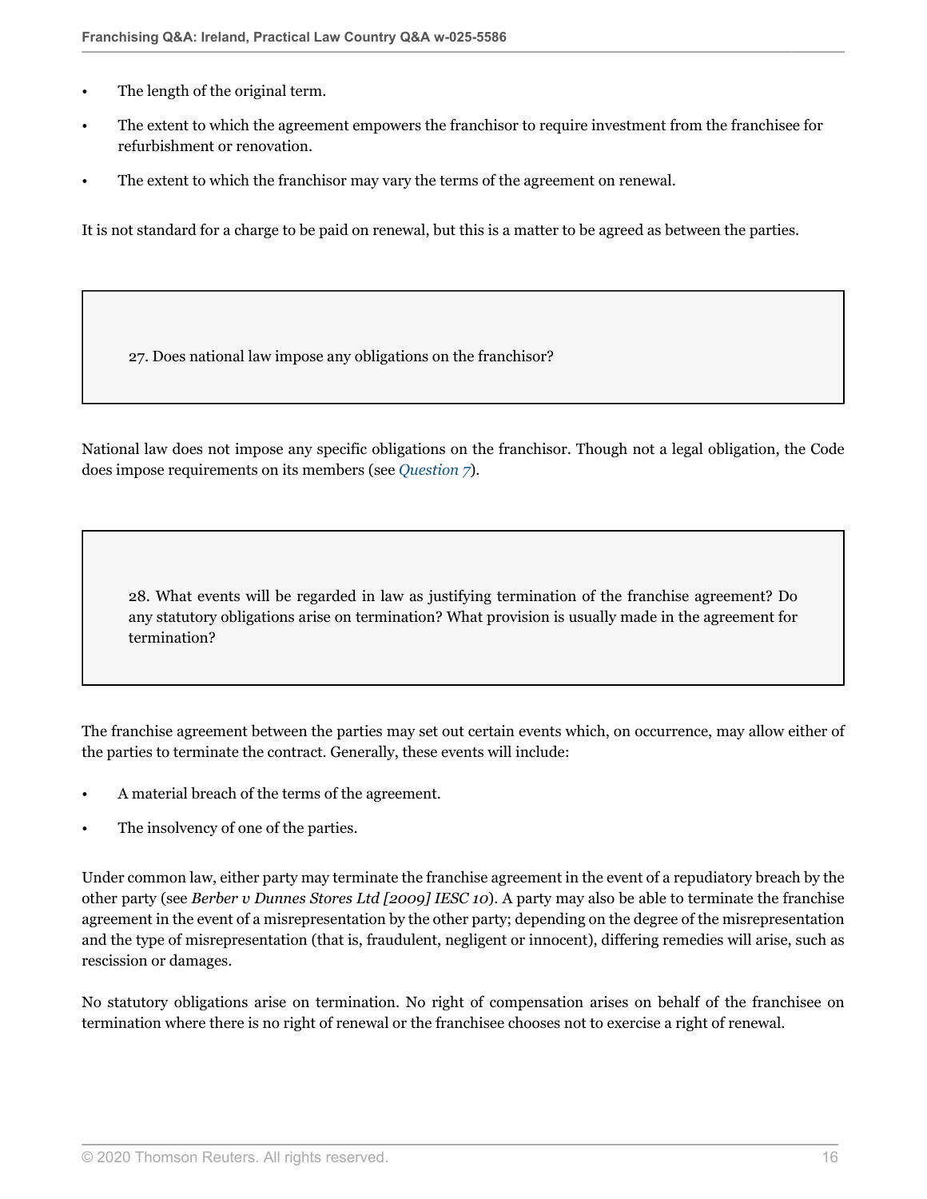- The length of the original term.
- The extent to which the agreement empowers the franchisor to require investment from the franchisee for refurbishment or renovation.
- The extent to which the franchisor may vary the terms of the agreement on renewal.

It is not standard for a charge to be paid on renewal, but this is a matter to be agreed as between the parties.

### 27. Does national law impose any obligations on the franchisor?

National law does not impose any specific obligations on the franchisor. Though not a legal obligation, the Code does impose requirements on its members (see *Question 7*).

### 28. What events will be regarded in law as justifying termination of the franchise agreement? Do any statutory obligations arise on termination? What provision is usually made in the agreement for termination?

The franchise agreement between the parties may set out certain events which, on occurrence, may allow either of the parties to terminate the contract. Generally, these events will include:

- A material breach of the terms of the agreement.
- The insolvency of one of the parties.

Under common law, either party may terminate the franchise agreement in the event of a repudiatory breach by the other party (see *Berber v Dunnes Stores Ltd [2009] IESC 10*). A party may also be able to terminate the franchise agreement in the event of a misrepresentation by the other party; depending on the degree of the misrepresentation and the type of misrepresentation (that is, fraudulent, negligent or innocent), differing remedies will arise, such as rescission or damages.

No statutory obligations arise on termination. No right of compensation arises on behalf of the franchisee on termination where there is no right of renewal or the franchisee chooses not to exercise a right of renewal.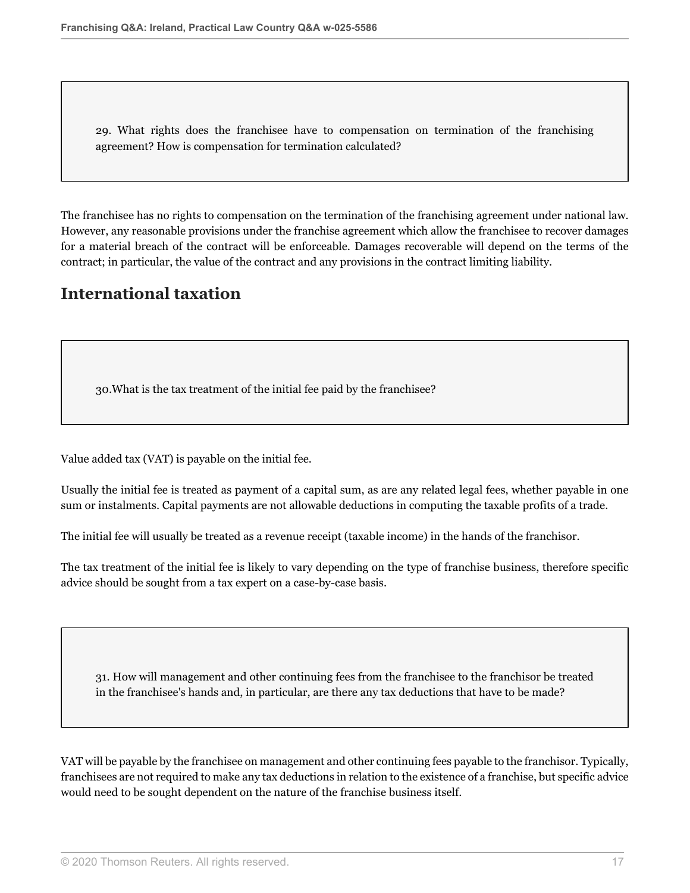29. What rights does the franchisee have to compensation on termination of the franchising agreement? How is compensation for termination calculated?

The franchisee has no rights to compensation on the termination of the franchising agreement under national law. However, any reasonable provisions under the franchise agreement which allow the franchisee to recover damages for a material breach of the contract will be enforceable. Damages recoverable will depend on the terms of the contract; in particular, the value of the contract and any provisions in the contract limiting liability.

## International taxation

30.What is the tax treatment of the initial fee paid by the franchisee?

Value added tax (VAT) is payable on the initial fee.

Usually the initial fee is treated as payment of a capital sum, as are any related legal fees, whether payable in one sum or instalments. Capital payments are not allowable deductions in computing the taxable profits of a trade.

The initial fee will usually be treated as a revenue receipt (taxable income) in the hands of the franchisor.

The tax treatment of the initial fee is likely to vary depending on the type of franchise business, therefore specific advice should be sought from a tax expert on a case-by-case basis.

31. How will management and other continuing fees from the franchisee to the franchisor be treated in the franchisee's hands and, in particular, are there any tax deductions that have to be made?

VAT will be payable by the franchisee on management and other continuing fees payable to the franchisor. Typically, franchisees are not required to make any tax deductions in relation to the existence of a franchise, but specific advice would need to be sought dependent on the nature of the franchise business itself.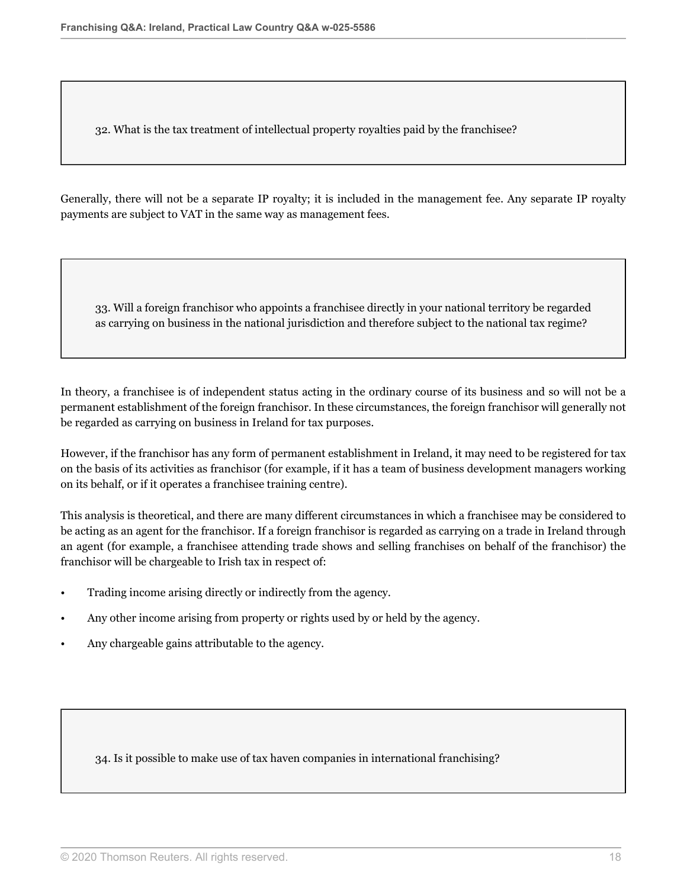### 32. What is the tax treatment of intellectual property royalties paid by the franchisee?

Generally, there will not be a separate IP royalty; it is included in the management fee. Any separate IP royalty payments are subject to VAT in the same way as management fees.

### 33. Will a foreign franchisor who appoints a franchisee directly in your national territory be regarded as carrying on business in the national jurisdiction and therefore subject to the national tax regime?

In theory, a franchisee is of independent status acting in the ordinary course of its business and so will not be a permanent establishment of the foreign franchisor. In these circumstances, the foreign franchisor will generally not be regarded as carrying on business in Ireland for tax purposes.

However, if the franchisor has any form of permanent establishment in Ireland, it may need to be registered for tax on the basis of its activities as franchisor (for example, if it has a team of business development managers working on its behalf, or if it operates a franchisee training centre).

This analysis is theoretical, and there are many different circumstances in which a franchisee may be considered to be acting as an agent for the franchisor. If a foreign franchisor is regarded as carrying on a trade in Ireland through an agent (for example, a franchisee attending trade shows and selling franchises on behalf of the franchisor) the franchisor will be chargeable to Irish tax in respect of:

- Trading income arising directly or indirectly from the agency.
- Any other income arising from property or rights used by or held by the agency.
- Any chargeable gains attributable to the agency.

### 34. Is it possible to make use of tax haven companies in international franchising?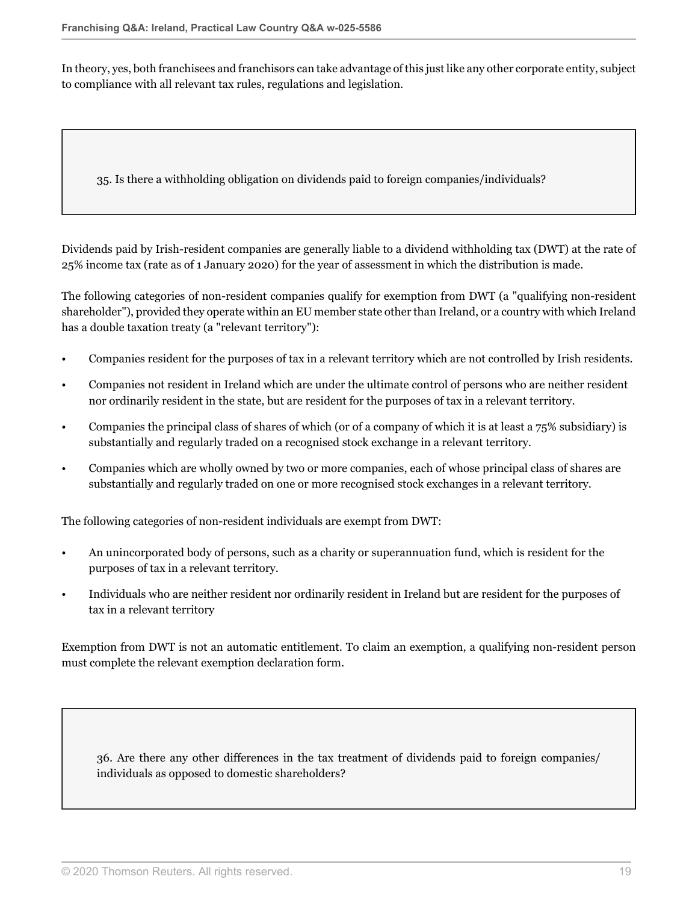In theory, yes, both franchisees and franchisors can take advantage of this just like any other corporate entity, subject to compliance with all relevant tax rules, regulations and legislation.

### 35. Is there a withholding obligation on dividends paid to foreign companies/individuals?

Dividends paid by Irish-resident companies are generally liable to a dividend withholding tax (DWT) at the rate of 25% income tax (rate as of 1 January 2020) for the year of assessment in which the distribution is made.

The following categories of non-resident companies qualify for exemption from DWT (a "qualifying non-resident shareholder"), provided they operate within an EU member state other than Ireland, or a country with which Ireland has a double taxation treaty (a "relevant territory"):

- Companies resident for the purposes of tax in a relevant territory which are not controlled by Irish residents.
- Companies not resident in Ireland which are under the ultimate control of persons who are neither resident nor ordinarily resident in the state, but are resident for the purposes of tax in a relevant territory.
- Companies the principal class of shares of which (or of a company of which it is at least a 75% subsidiary) is substantially and regularly traded on a recognised stock exchange in a relevant territory.
- Companies which are wholly owned by two or more companies, each of whose principal class of shares are substantially and regularly traded on one or more recognised stock exchanges in a relevant territory.

The following categories of non-resident individuals are exempt from DWT:

- An unincorporated body of persons, such as a charity or superannuation fund, which is resident for the purposes of tax in a relevant territory.
- Individuals who are neither resident nor ordinarily resident in Ireland but are resident for the purposes of tax in a relevant territory

Exemption from DWT is not an automatic entitlement. To claim an exemption, a qualifying non-resident person must complete the relevant exemption declaration form.

### 36. Are there any other differences in the tax treatment of dividends paid to foreign companies/individuals as opposed to domestic shareholders?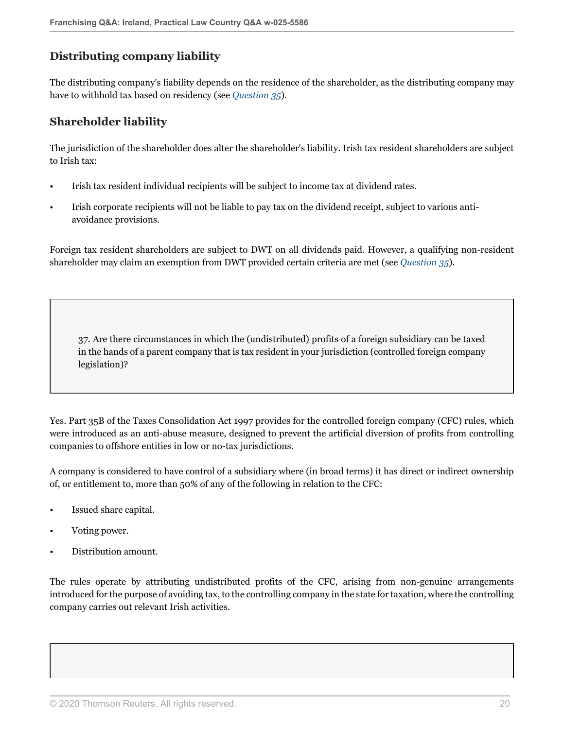## Distributing company liability

The distributing company's liability depends on the residence of the shareholder, as the distributing company may have to withhold tax based on residency (see *Question 35*).

## Shareholder liability

The jurisdiction of the shareholder does alter the shareholder's liability. Irish tax resident shareholders are subject to Irish tax:

- Irish tax resident individual recipients will be subject to income tax at dividend rates.
- Irish corporate recipients will not be liable to pay tax on the dividend receipt, subject to various anti-avoidance provisions.

Foreign tax resident shareholders are subject to DWT on all dividends paid. However, a qualifying non-resident shareholder may claim an exemption from DWT provided certain criteria are met (see *Question 35*).

> 37. Are there circumstances in which the (undistributed) profits of a foreign subsidiary can be taxed in the hands of a parent company that is tax resident in your jurisdiction (controlled foreign company legislation)?

Yes. Part 35B of the Taxes Consolidation Act 1997 provides for the controlled foreign company (CFC) rules, which were introduced as an anti-abuse measure, designed to prevent the artificial diversion of profits from controlling companies to offshore entities in low or no-tax jurisdictions.

A company is considered to have control of a subsidiary where (in broad terms) it has direct or indirect ownership of, or entitlement to, more than 50% of any of the following in relation to the CFC:

- Issued share capital.
- Voting power.
- Distribution amount.

The rules operate by attributing undistributed profits of the CFC, arising from non-genuine arrangements introduced for the purpose of avoiding tax, to the controlling company in the state for taxation, where the controlling company carries out relevant Irish activities.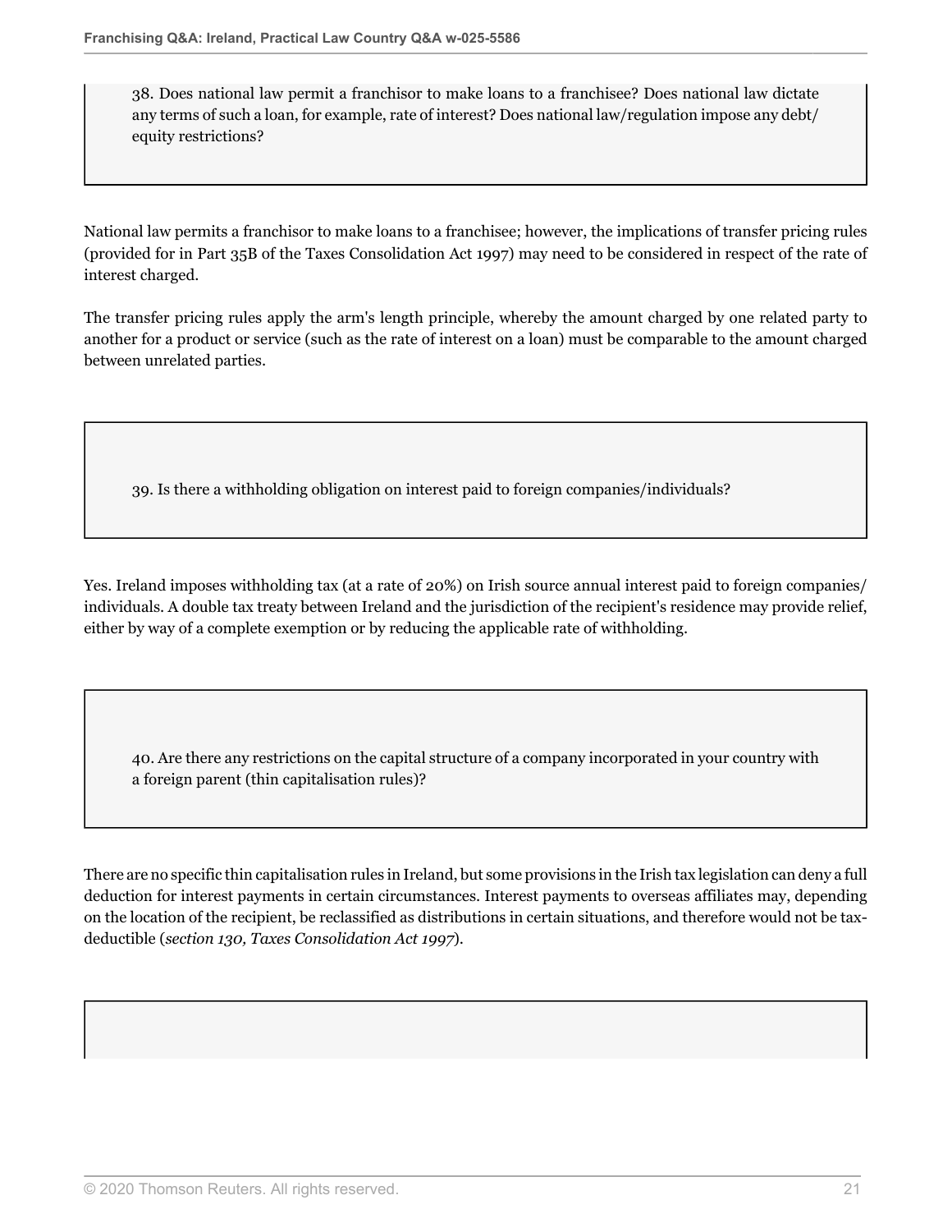38. Does national law permit a franchisor to make loans to a franchisee? Does national law dictate any terms of such a loan, for example, rate of interest? Does national law/regulation impose any debt/equity restrictions?

National law permits a franchisor to make loans to a franchisee; however, the implications of transfer pricing rules (provided for in Part 35B of the Taxes Consolidation Act 1997) may need to be considered in respect of the rate of interest charged.

The transfer pricing rules apply the arm's length principle, whereby the amount charged by one related party to another for a product or service (such as the rate of interest on a loan) must be comparable to the amount charged between unrelated parties.

39. Is there a withholding obligation on interest paid to foreign companies/individuals?

Yes. Ireland imposes withholding tax (at a rate of 20%) on Irish source annual interest paid to foreign companies/individuals. A double tax treaty between Ireland and the jurisdiction of the recipient's residence may provide relief, either by way of a complete exemption or by reducing the applicable rate of withholding.

40. Are there any restrictions on the capital structure of a company incorporated in your country with a foreign parent (thin capitalisation rules)?

There are no specific thin capitalisation rules in Ireland, but some provisions in the Irish tax legislation can deny a full deduction for interest payments in certain circumstances. Interest payments to overseas affiliates may, depending on the location of the recipient, be reclassified as distributions in certain situations, and therefore would not be tax-deductible (*section 130, Taxes Consolidation Act 1997*).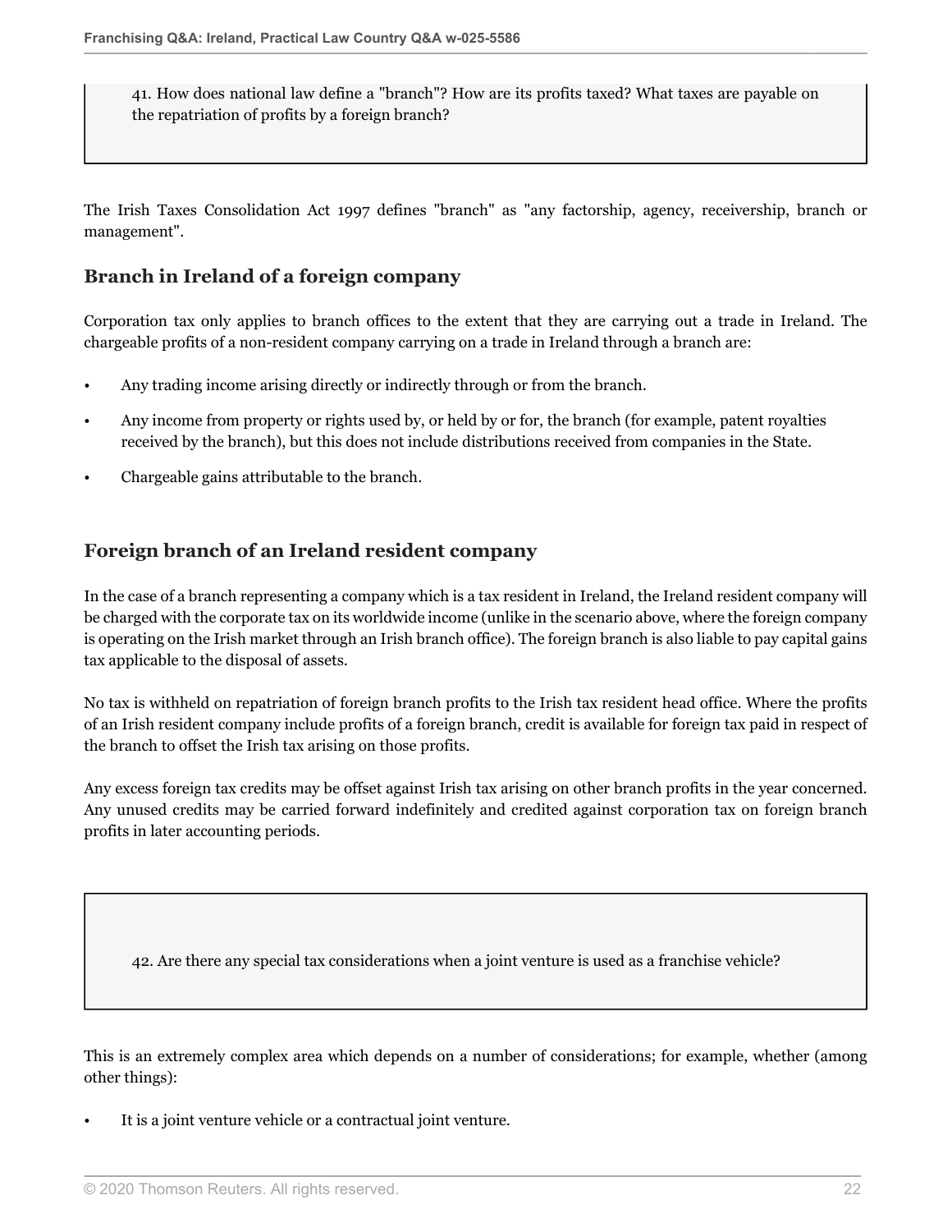41. How does national law define a "branch"? How are its profits taxed? What taxes are payable on the repatriation of profits by a foreign branch?

The Irish Taxes Consolidation Act 1997 defines "branch" as "any factorship, agency, receivership, branch or management".

## Branch in Ireland of a foreign company

Corporation tax only applies to branch offices to the extent that they are carrying out a trade in Ireland. The chargeable profits of a non-resident company carrying on a trade in Ireland through a branch are:

- Any trading income arising directly or indirectly through or from the branch.
- Any income from property or rights used by, or held by or for, the branch (for example, patent royalties received by the branch), but this does not include distributions received from companies in the State.
- Chargeable gains attributable to the branch.

## Foreign branch of an Ireland resident company

In the case of a branch representing a company which is a tax resident in Ireland, the Ireland resident company will be charged with the corporate tax on its worldwide income (unlike in the scenario above, where the foreign company is operating on the Irish market through an Irish branch office). The foreign branch is also liable to pay capital gains tax applicable to the disposal of assets.

No tax is withheld on repatriation of foreign branch profits to the Irish tax resident head office. Where the profits of an Irish resident company include profits of a foreign branch, credit is available for foreign tax paid in respect of the branch to offset the Irish tax arising on those profits.

Any excess foreign tax credits may be offset against Irish tax arising on other branch profits in the year concerned. Any unused credits may be carried forward indefinitely and credited against corporation tax on foreign branch profits in later accounting periods.

42. Are there any special tax considerations when a joint venture is used as a franchise vehicle?

This is an extremely complex area which depends on a number of considerations; for example, whether (among other things):

- It is a joint venture vehicle or a contractual joint venture.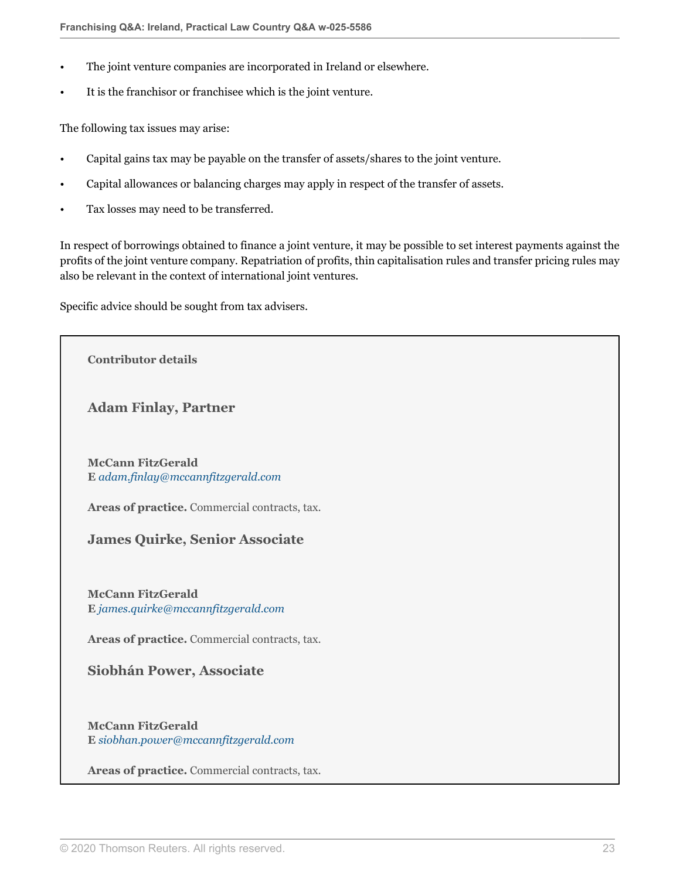- The joint venture companies are incorporated in Ireland or elsewhere.
- It is the franchisor or franchisee which is the joint venture.

The following tax issues may arise:

- Capital gains tax may be payable on the transfer of assets/shares to the joint venture.
- Capital allowances or balancing charges may apply in respect of the transfer of assets.
- Tax losses may need to be transferred.

In respect of borrowings obtained to finance a joint venture, it may be possible to set interest payments against the profits of the joint venture company. Repatriation of profits, thin capitalisation rules and transfer pricing rules may also be relevant in the context of international joint ventures.

Specific advice should be sought from tax advisers.

**Contributor details**

### Adam Finlay, Partner

**McCann FitzGerald**
**E** *adam.finlay@mccannfitzgerald.com*

**Areas of practice.** Commercial contracts, tax.

### James Quirke, Senior Associate

**McCann FitzGerald**
**E** *james.quirke@mccannfitzgerald.com*

**Areas of practice.** Commercial contracts, tax.

### Siobhán Power, Associate

**McCann FitzGerald**
**E** *siobhan.power@mccannfitzgerald.com*

**Areas of practice.** Commercial contracts, tax.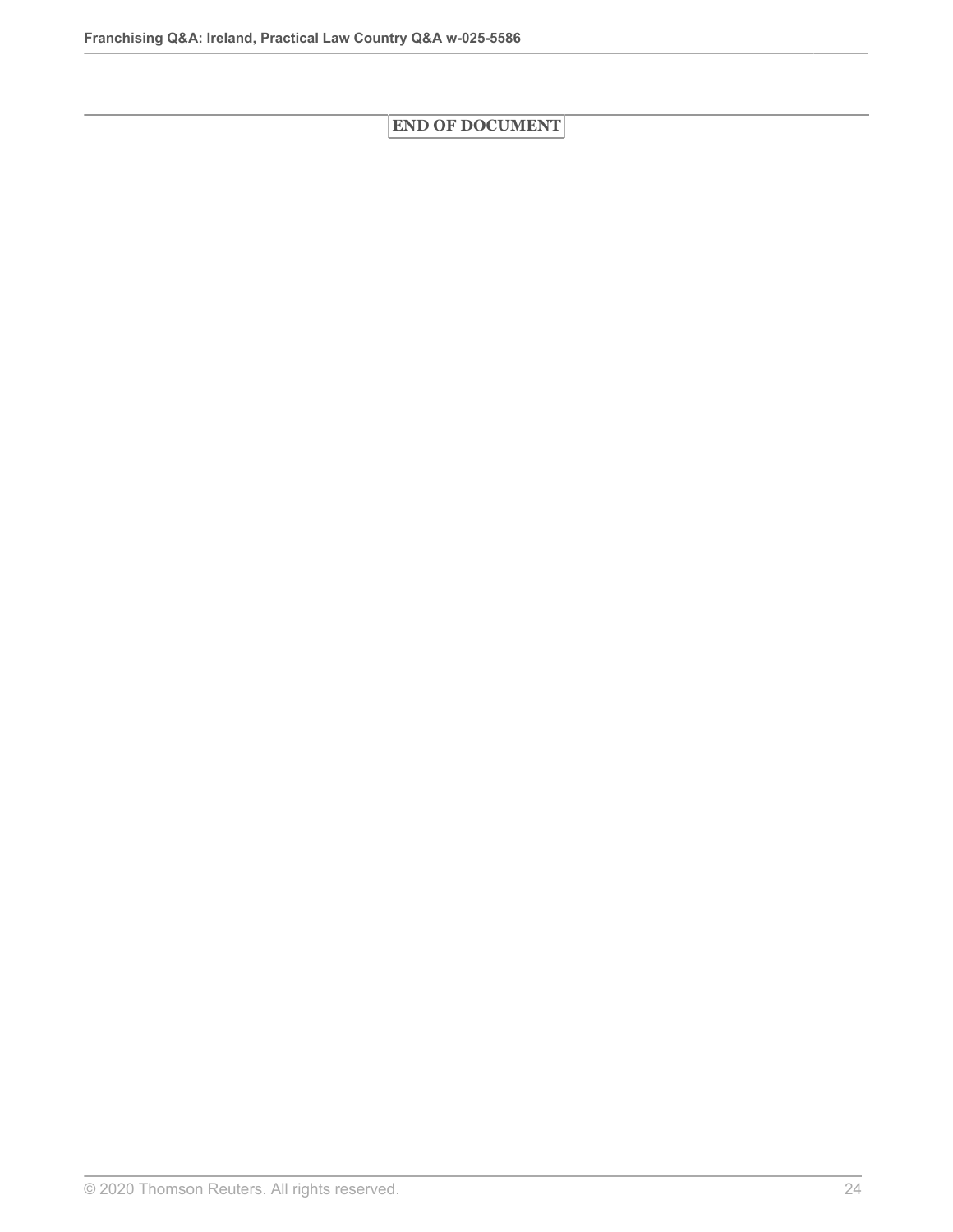**END OF DOCUMENT**